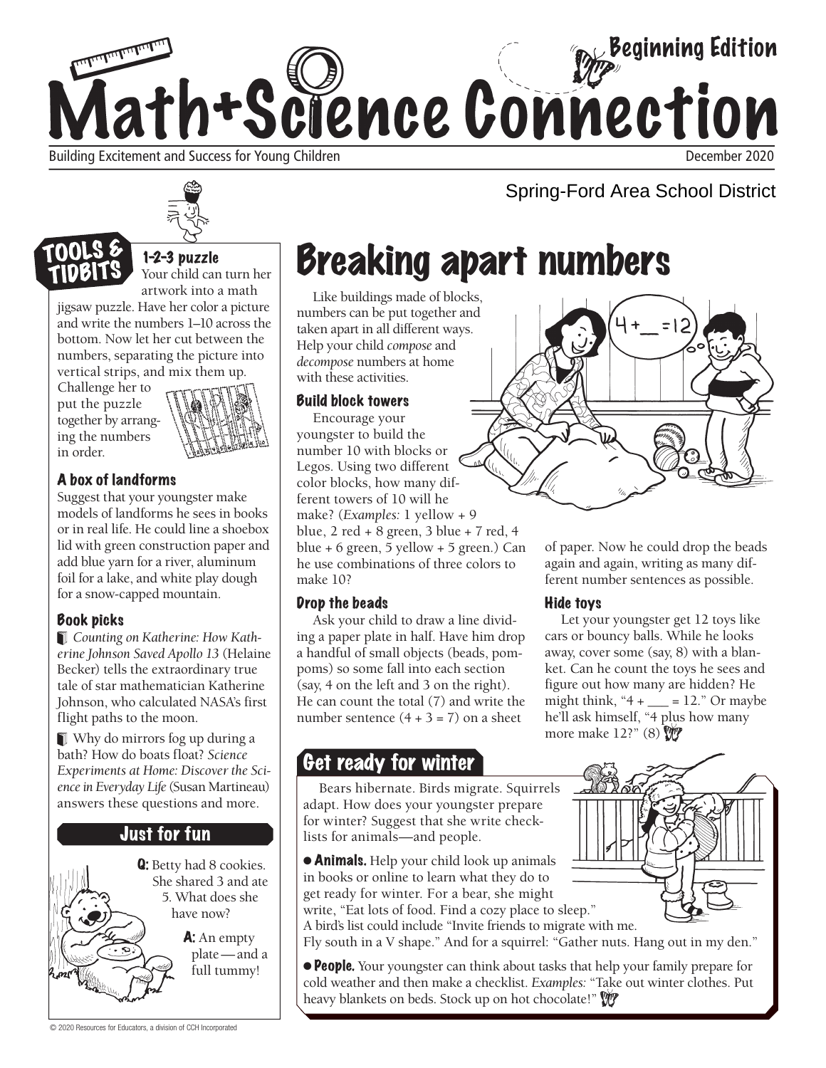# Math+Science Connection

Beginning Edition

Building Excitement and Success for Young Children

December 2020

Spring-Ford Area School District

## TOOLS & TIDBITS

### 1-2-3 puzzle

Your child can turn her artwork into a math jigsaw puzzle. Have her color a picture and write the numbers 1–10 across the bottom. Now let her cut between the numbers, separating the picture into vertical strips, and mix them up. Challenge her to put the puzzle together by arranging the numbers in order.

### A box of landforms

Suggest that your youngster make models of landforms he sees in books or in real life. He could line a shoebox lid with green construction paper and add blue yarn for a river, aluminum foil for a lake, and white play dough for a snow-capped mountain.

### Book picks

- *Counting on Katherine: How Katherine Johnson Saved Apollo 13* (Helaine Becker) tells the extraordinary true tale of star mathematician Katherine Johnson, who calculated NASA's first flight paths to the moon.

- Why do mirrors fog up during a bath? How do boats float? *Science Experiments at Home: Discover the Science in Everyday Life* (Susan Martineau) answers these questions and more.

## Just for fun

**Q:** Betty had 8 cookies. She shared 3 and ate 5. What does she have now?

**A:** An empty plate—and a full tummy!

# Breaking apart numbers

Like buildings made of blocks, numbers can be put together and taken apart in all different ways. Help your child *compose* and *decompose* numbers at home with these activities.

### Build block towers

Encourage your youngster to build the number 10 with blocks or Legos. Using two different color blocks, how many different towers of 10 will he make? (*Examples:* 1 yellow + 9 blue, 2 red + 8 green, 3 blue + 7 red, 4 blue + 6 green, 5 yellow + 5 green.) Can he use combinations of three colors to make 10?

### Drop the beads

Ask your child to draw a line dividing a paper plate in half. Have him drop a handful of small objects (beads, pompoms) so some fall into each section (say, 4 on the left and 3 on the right). He can count the total (7) and write the number sentence (4 + 3 = 7) on a sheet of paper. Now he could drop the beads again and again, writing as many different number sentences as possible.

### Hide toys

Let your youngster get 12 toys like cars or bouncy balls. While he looks away, cover some (say, 8) with a blanket. Can he count the toys he sees and figure out how many are hidden? He might think, "4 + ___ = 12." Or maybe he'll ask himself, "4 plus how many more make 12?" (8)

## Get ready for winter

Bears hibernate. Birds migrate. Squirrels adapt. How does your youngster prepare for winter? Suggest that she write checklists for animals—and people.

- **Animals.** Help your child look up animals in books or online to learn what they do to get ready for winter. For a bear, she might write, "Eat lots of food. Find a cozy place to sleep." A bird's list could include "Invite friends to migrate with me. Fly south in a V shape." And for a squirrel: "Gather nuts. Hang out in my den."

- **People.** Your youngster can think about tasks that help your family prepare for cold weather and then make a checklist. *Examples:* "Take out winter clothes. Put heavy blankets on beds. Stock up on hot chocolate!"

© 2020 Resources for Educators, a division of CCH Incorporated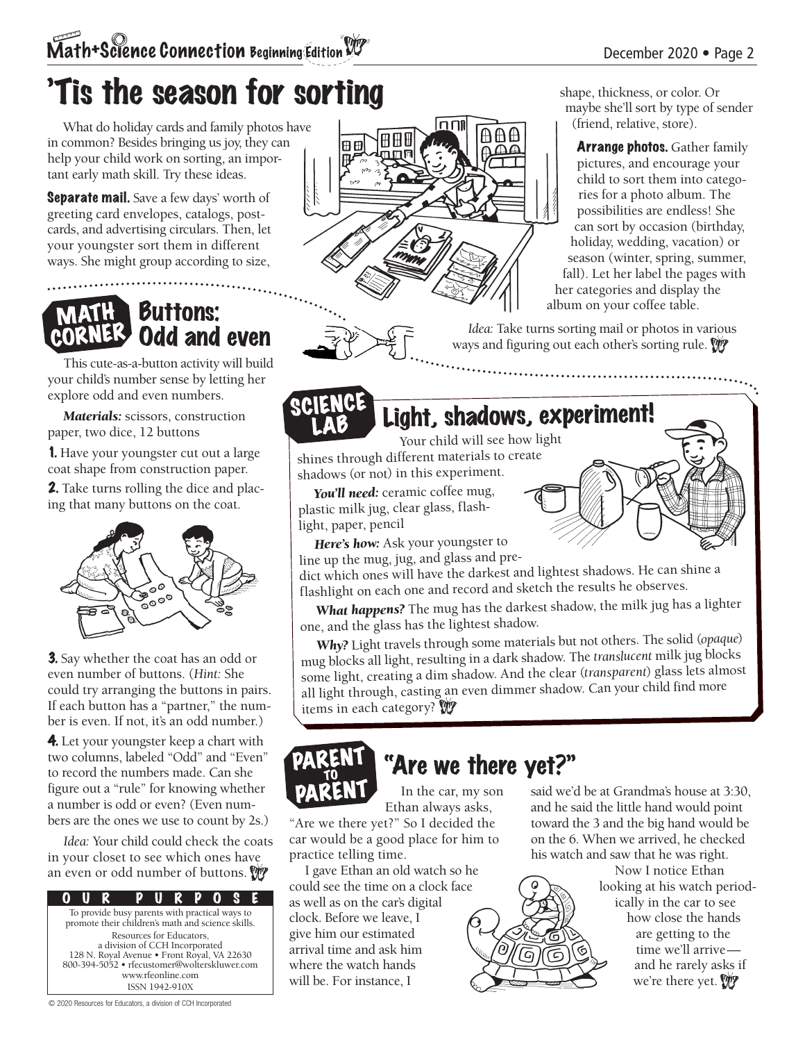# 'Tis the season for sorting

What do holiday cards and family photos have in common? Besides bringing us joy, they can help your child work on sorting, an important early math skill. Try these ideas.

**Separate mail.** Save a few days' worth of greeting card envelopes, catalogs, postcards, and advertising circulars. Then, let your youngster sort them in different ways. She might group according to size, shape, thickness, or color. Or maybe she'll sort by type of sender (friend, relative, store).

**Arrange photos.** Gather family pictures, and encourage your child to sort them into categories for a photo album. The possibilities are endless! She can sort by occasion (birthday, holiday, wedding, vacation) or season (winter, spring, summer, fall). Let her label the pages with her categories and display the album on your coffee table.

*Idea:* Take turns sorting mail or photos in various ways and figuring out each other's sorting rule.

## MATH CORNER: Buttons: Odd and even

This cute-as-a-button activity will build your child's number sense by letting her explore odd and even numbers.

***Materials:*** scissors, construction paper, two dice, 12 buttons

**1.** Have your youngster cut out a large coat shape from construction paper.

**2.** Take turns rolling the dice and placing that many buttons on the coat.

**3.** Say whether the coat has an odd or even number of buttons. (*Hint:* She could try arranging the buttons in pairs. If each button has a "partner," the number is even. If not, it's an odd number.)

**4.** Let your youngster keep a chart with two columns, labeled "Odd" and "Even" to record the numbers made. Can she figure out a "rule" for knowing whether a number is odd or even? (Even numbers are the ones we use to count by 2s.)

*Idea:* Your child could check the coats in your closet to see which ones have an even or odd number of buttons.

**OUR PURPOSE**

To provide busy parents with practical ways to promote their children's math and science skills.

Resources for Educators,
a division of CCH Incorporated
128 N. Royal Avenue • Front Royal, VA 22630
800-394-5052 • rfecustomer@wolterskluwer.com
www.rfeonline.com
ISSN 1942-910X

## SCIENCE LAB: Light, shadows, experiment!

Your child will see how light shines through different materials to create shadows (or not) in this experiment.

***You'll need:*** ceramic coffee mug, plastic milk jug, clear glass, flashlight, paper, pencil

***Here's how:*** Ask your youngster to line up the mug, jug, and glass and predict which ones will have the darkest and lightest shadows. He can shine a flashlight on each one and record and sketch the results he observes.

***What happens?*** The mug has the darkest shadow, the milk jug has a lighter one, and the glass has the lightest shadow.

***Why?*** Light travels through some materials but not others. The solid (*opaque*) mug blocks all light, resulting in a dark shadow. The *translucent* milk jug blocks some light, creating a dim shadow. And the clear (*transparent*) glass lets almost all light through, casting an even dimmer shadow. Can your child find more items in each category?

## PARENT TO PARENT: "Are we there yet?"

In the car, my son Ethan always asks, "Are we there yet?" So I decided the car would be a good place for him to practice telling time.

I gave Ethan an old watch so he could see the time on a clock face as well as on the car's digital clock. Before we leave, I give him our estimated arrival time and ask him where the watch hands will be. For instance, I said we'd be at Grandma's house at 3:30, and he said the little hand would point toward the 3 and the big hand would be on the 6. When we arrived, he checked his watch and saw that he was right.

Now I notice Ethan looking at his watch periodically in the car to see how close the hands are getting to the time we'll arrive—and he rarely asks if we're there yet.

© 2020 Resources for Educators, a division of CCH Incorporated